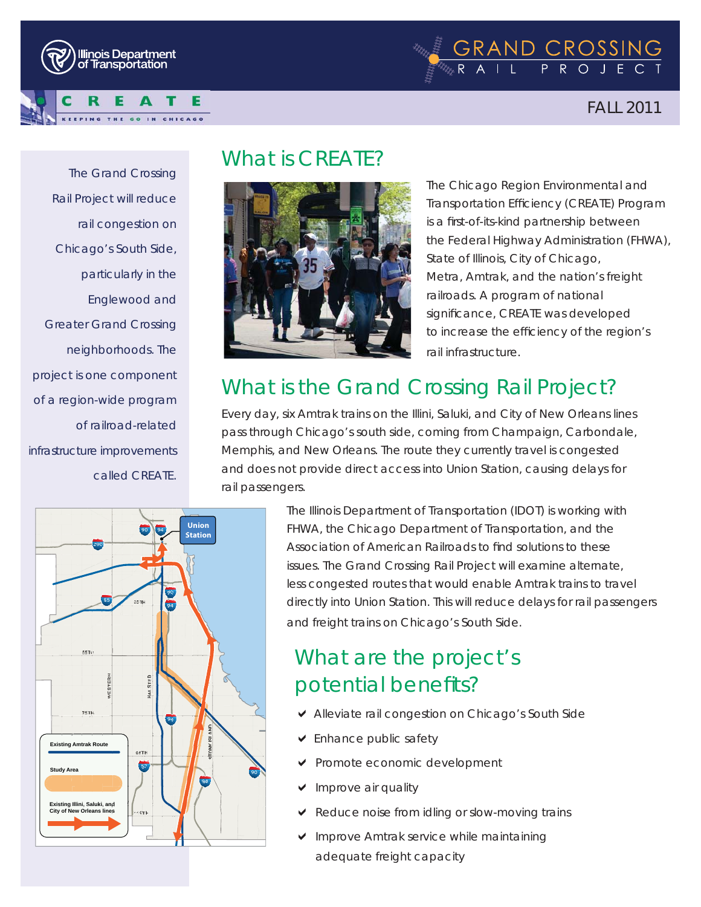Illinois Department of Transportation

CREATE — KEEPING THE GO IN CHICAGO

# GRAND CROSSING RAIL PROJECT

FALL 2011

The Grand Crossing Rail Project will reduce rail congestion on Chicago's South Side, particularly in the Englewood and Greater Grand Crossing neighborhoods. The project is one component of a region-wide program of railroad-related infrastructure improvements called CREATE.

## What is CREATE?

The Chicago Region Environmental and Transportation Efficiency (CREATE) Program is a first-of-its-kind partnership between the Federal Highway Administration (FHWA), State of Illinois, City of Chicago, Metra, Amtrak, and the nation's freight railroads. A program of national significance, CREATE was developed to increase the efficiency of the region's rail infrastructure.

## What is the Grand Crossing Rail Project?

Every day, six Amtrak trains on the Illini, Saluki, and City of New Orleans lines pass through Chicago's south side, coming from Champaign, Carbondale, Memphis, and New Orleans. The route they currently travel is congested and does not provide direct access into Union Station, causing delays for rail passengers.

The Illinois Department of Transportation (IDOT) is working with FHWA, the Chicago Department of Transportation, and the Association of American Railroads to find solutions to these issues. The Grand Crossing Rail Project will examine alternate, less congested routes that would enable Amtrak trains to travel directly into Union Station. This will reduce delays for rail passengers and freight trains on Chicago's South Side.

Existing Amtrak Route

Study Area

Existing Illini, Saluki, and City of New Orleans lines

## What are the project's potential benefits?

- Alleviate rail congestion on Chicago's South Side
- Enhance public safety
- Promote economic development
- Improve air quality
- Reduce noise from idling or slow-moving trains
- Improve Amtrak service while maintaining adequate freight capacity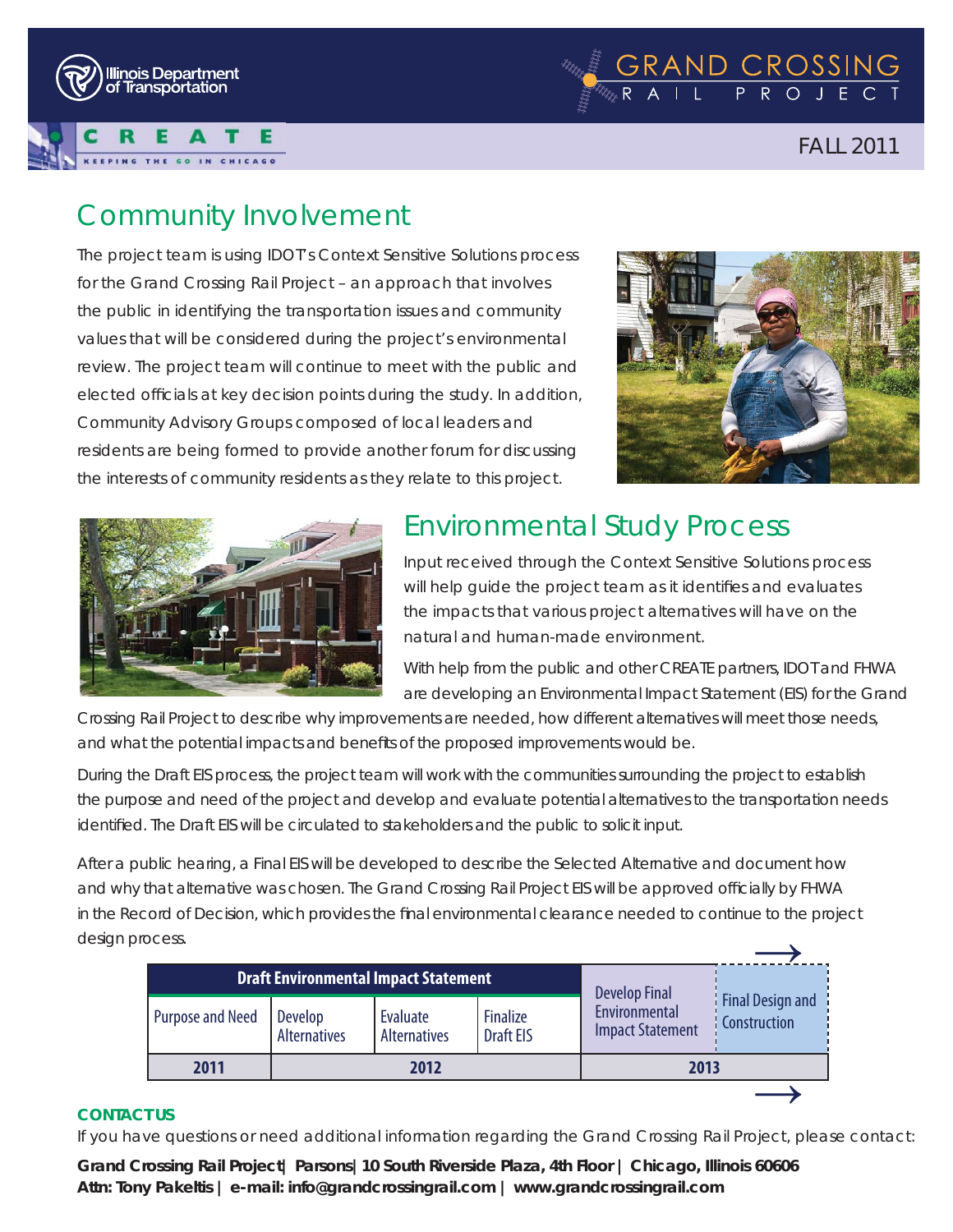# Community Involvement

The project team is using IDOT's Context Sensitive Solutions process for the Grand Crossing Rail Project – an approach that involves the public in identifying the transportation issues and community values that will be considered during the project's environmental review. The project team will continue to meet with the public and elected officials at key decision points during the study. In addition, Community Advisory Groups composed of local leaders and residents are being formed to provide another forum for discussing the interests of community residents as they relate to this project.

# Environmental Study Process

Input received through the Context Sensitive Solutions process will help guide the project team as it identifies and evaluates the impacts that various project alternatives will have on the natural and human-made environment.

With help from the public and other CREATE partners, IDOT and FHWA are developing an Environmental Impact Statement (EIS) for the Grand Crossing Rail Project to describe why improvements are needed, how different alternatives will meet those needs, and what the potential impacts and benefits of the proposed improvements would be.

During the Draft EIS process, the project team will work with the communities surrounding the project to establish the purpose and need of the project and develop and evaluate potential alternatives to the transportation needs identified. The Draft EIS will be circulated to stakeholders and the public to solicit input.

After a public hearing, a Final EIS will be developed to describe the Selected Alternative and document how and why that alternative was chosen. The Grand Crossing Rail Project EIS will be approved officially by FHWA in the Record of Decision, which provides the final environmental clearance needed to continue to the project design process.

| Draft Environmental Impact Statement | | | | Develop Final Environmental Impact Statement | Final Design and Construction |
|---|---|---|---|---|---|
| Purpose and Need | Develop Alternatives | Evaluate Alternatives | Finalize Draft EIS | | |
| 2011 | 2012 | | | 2013 | |

**CONTACT US**

If you have questions or need additional information regarding the Grand Crossing Rail Project, please contact:

**Grand Crossing Rail Project | Parsons | 10 South Riverside Plaza, 4th Floor | Chicago, Illinois 60606**
**Attn: Tony Pakeltis | e-mail: info@grandcrossingrail.com | www.grandcrossingrail.com**